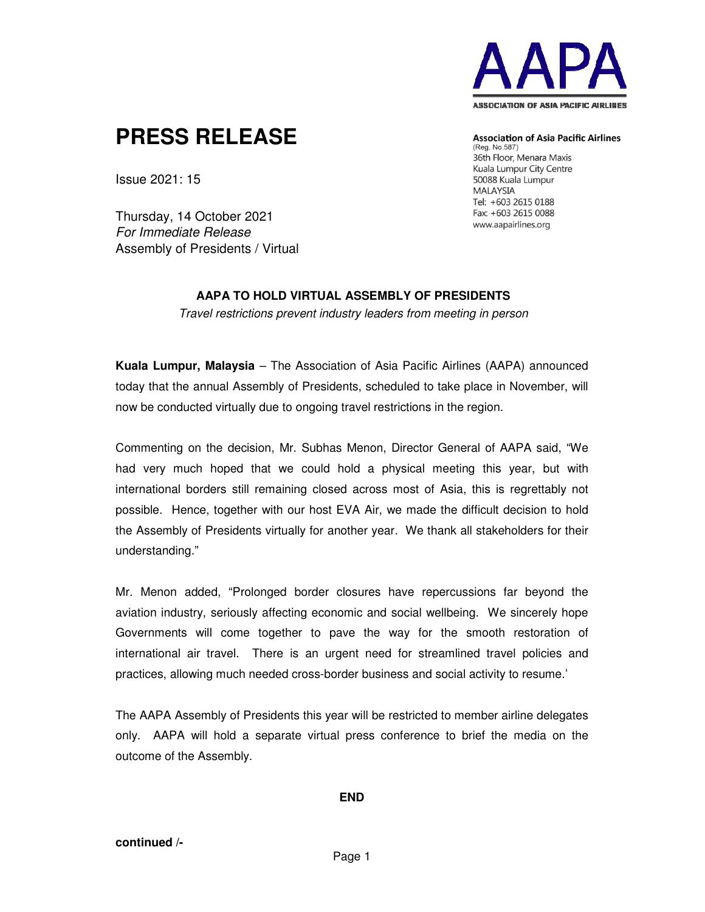AAPA

ASSOCIATION OF ASIA PACIFIC AIRLINES

# PRESS RELEASE

**Association of Asia Pacific Airlines**
(Reg. No.587)
36th Floor, Menara Maxis
Kuala Lumpur City Centre
50088 Kuala Lumpur
MALAYSIA
Tel: +603 2615 0188
Fax: +603 2615 0088
www.aapairlines.org

Issue 2021: 15

Thursday, 14 October 2021
*For Immediate Release*
Assembly of Presidents / Virtual

## AAPA TO HOLD VIRTUAL ASSEMBLY OF PRESIDENTS

*Travel restrictions prevent industry leaders from meeting in person*

**Kuala Lumpur, Malaysia** – The Association of Asia Pacific Airlines (AAPA) announced today that the annual Assembly of Presidents, scheduled to take place in November, will now be conducted virtually due to ongoing travel restrictions in the region.

Commenting on the decision, Mr. Subhas Menon, Director General of AAPA said, "We had very much hoped that we could hold a physical meeting this year, but with international borders still remaining closed across most of Asia, this is regrettably not possible. Hence, together with our host EVA Air, we made the difficult decision to hold the Assembly of Presidents virtually for another year. We thank all stakeholders for their understanding."

Mr. Menon added, "Prolonged border closures have repercussions far beyond the aviation industry, seriously affecting economic and social wellbeing. We sincerely hope Governments will come together to pave the way for the smooth restoration of international air travel. There is an urgent need for streamlined travel policies and practices, allowing much needed cross-border business and social activity to resume.'

The AAPA Assembly of Presidents this year will be restricted to member airline delegates only. AAPA will hold a separate virtual press conference to brief the media on the outcome of the Assembly.

**END**

**continued /-**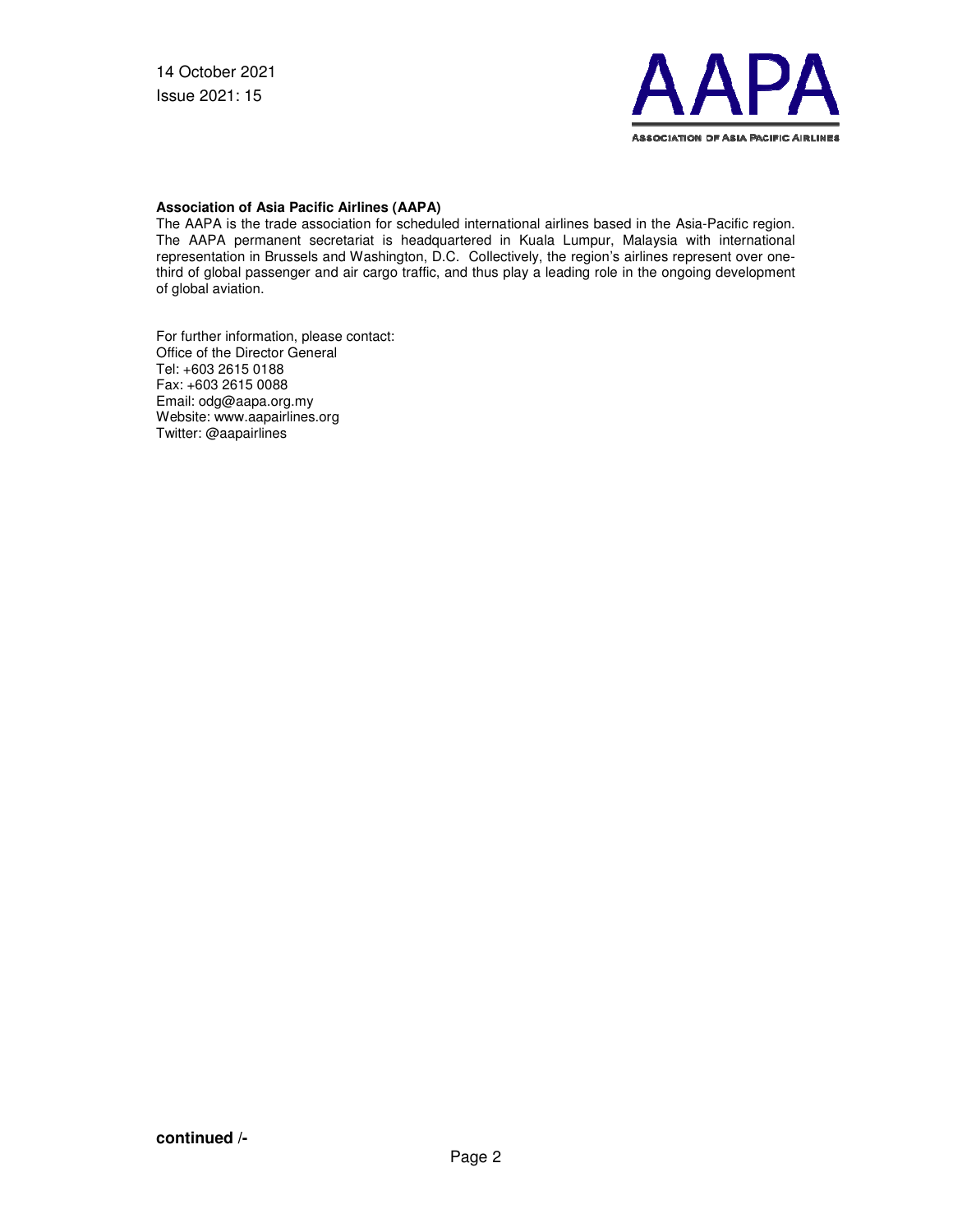**Association of Asia Pacific Airlines (AAPA)**

The AAPA is the trade association for scheduled international airlines based in the Asia-Pacific region. The AAPA permanent secretariat is headquartered in Kuala Lumpur, Malaysia with international representation in Brussels and Washington, D.C. Collectively, the region's airlines represent over one-third of global passenger and air cargo traffic, and thus play a leading role in the ongoing development of global aviation.

For further information, please contact:
Office of the Director General
Tel: +603 2615 0188
Fax: +603 2615 0088
Email: odg@aapa.org.my
Website: www.aapairlines.org
Twitter: @aapairlines

**continued /-**